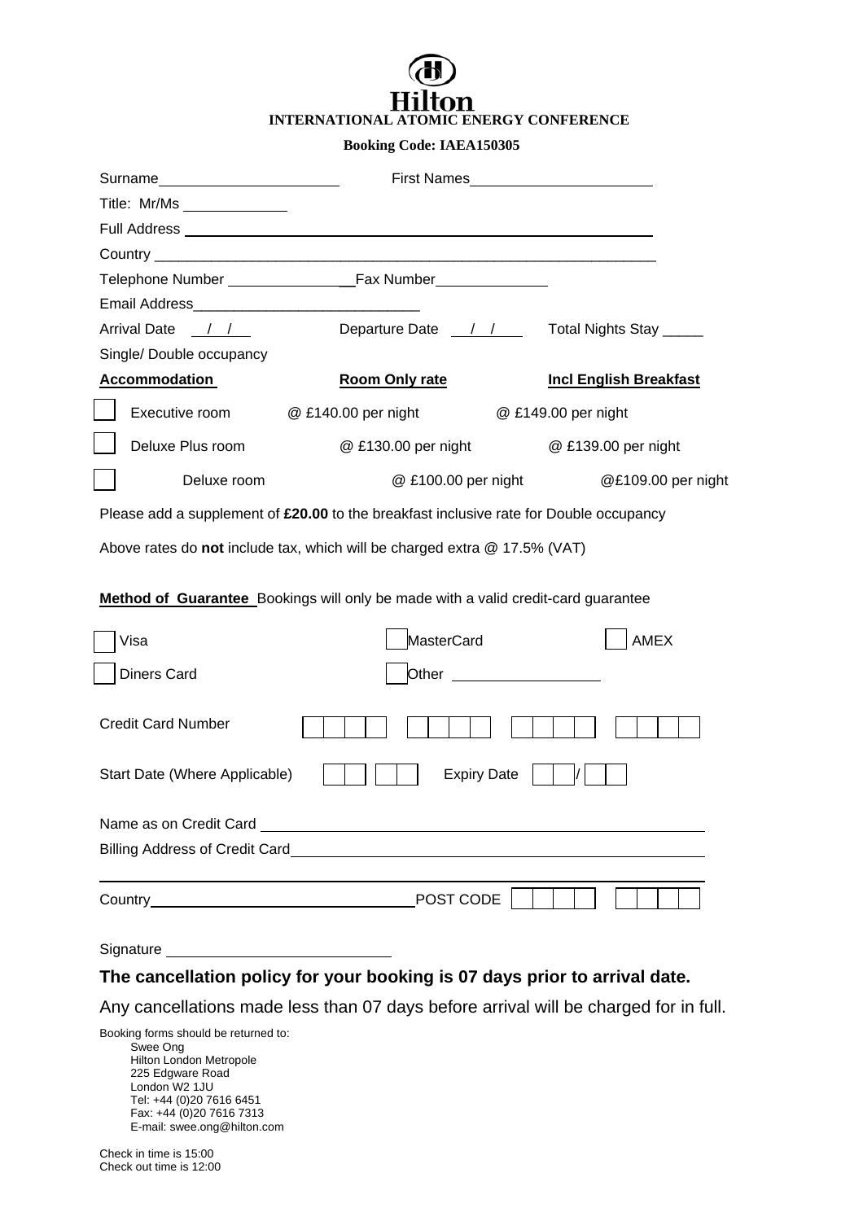**Hilton**

**INTERNATIONAL ATOMIC ENERGY CONFERENCE**

**Booking Code: IAEA150305**

Surname______________________ First Names______________________

Title: Mr/Ms ____________

Full Address ______________________________________________________

Country ___________________________________________________________

Telephone Number ______________ Fax Number_____________

Email Address__________________________

Arrival Date __/__/__ Departure Date __/__/__ Total Nights Stay _____

Single/ Double occupancy

| **Accommodation** | **Room Only rate** | **Incl English Breakfast** |
|---|---|---|
| ☐ Executive room | @ £140.00 per night | @ £149.00 per night |
| ☐ Deluxe Plus room | @ £130.00 per night | @ £139.00 per night |
| ☐ Deluxe room | @ £100.00 per night | @£109.00 per night |

Please add a supplement of **£20.00** to the breakfast inclusive rate for Double occupancy

Above rates do **not** include tax, which will be charged extra @ 17.5% (VAT)

**Method of Guarantee** Bookings will only be made with a valid credit-card guarantee

☐ Visa ☐ MasterCard ☐ AMEX

☐ Diners Card ☐ Other ________________

Credit Card Number ☐☐☐☐ ☐☐☐☐ ☐☐☐☐ ☐☐☐☐

Start Date (Where Applicable) ☐☐ ☐☐ Expiry Date ☐☐/☐☐

Name as on Credit Card ____________________________________________

Billing Address of Credit Card______________________________________

___________________________________________________________________

Country______________________________ POST CODE ☐☐☐☐ ☐☐☐☐

Signature ________________________

**The cancellation policy for your booking is 07 days prior to arrival date.**

Any cancellations made less than 07 days before arrival will be charged for in full.

Booking forms should be returned to:

Swee Ong
Hilton London Metropole
225 Edgware Road
London W2 1JU
Tel: +44 (0)20 7616 6451
Fax: +44 (0)20 7616 7313
E-mail: swee.ong@hilton.com

Check in time is 15:00
Check out time is 12:00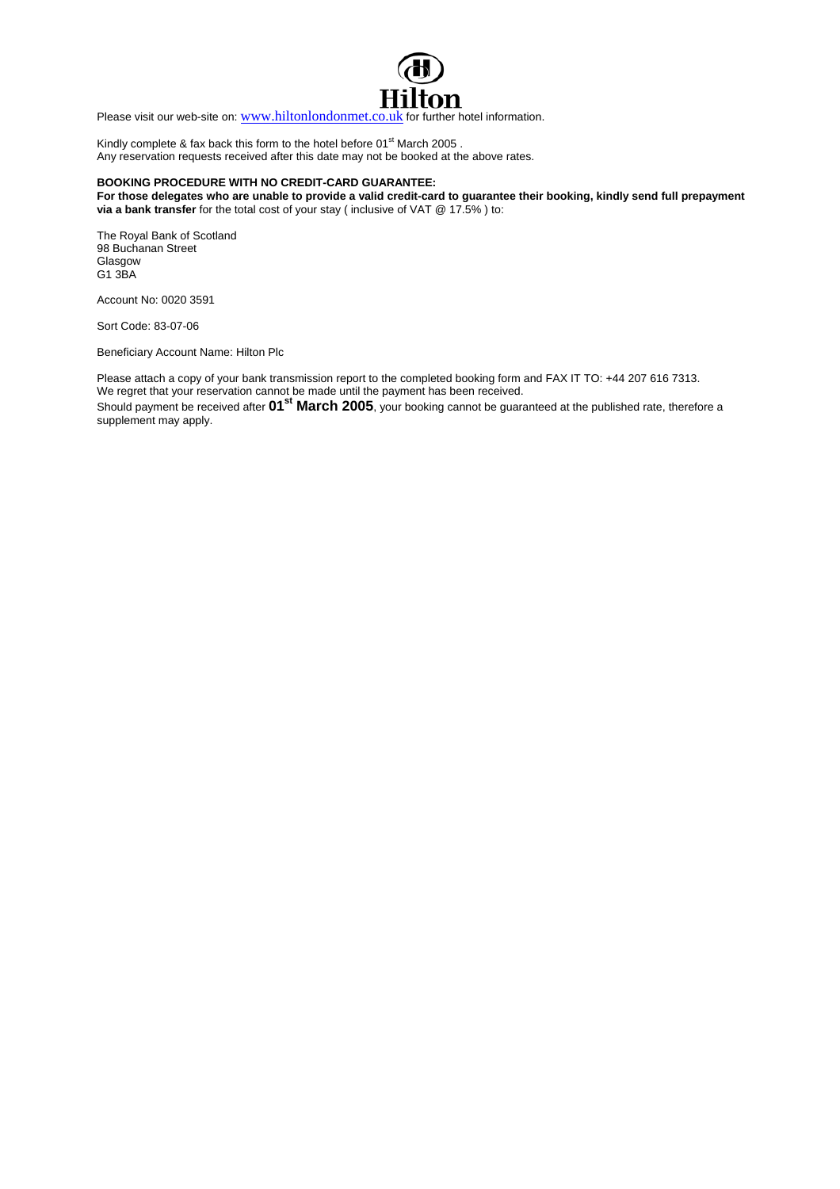Hilton

Please visit our web-site on: www.hiltonlondonmet.co.uk for further hotel information.

Kindly complete & fax back this form to the hotel before 01st March 2005 .
Any reservation requests received after this date may not be booked at the above rates.

**BOOKING PROCEDURE WITH NO CREDIT-CARD GUARANTEE:**
**For those delegates who are unable to provide a valid credit-card to guarantee their booking, kindly send full prepayment via a bank transfer** for the total cost of your stay ( inclusive of VAT @ 17.5% ) to:

The Royal Bank of Scotland
98 Buchanan Street
Glasgow
G1 3BA

Account No: 0020 3591

Sort Code: 83-07-06

Beneficiary Account Name: Hilton Plc

Please attach a copy of your bank transmission report to the completed booking form and FAX IT TO: +44 207 616 7313.
We regret that your reservation cannot be made until the payment has been received.
Should payment be received after **01st March 2005**, your booking cannot be guaranteed at the published rate, therefore a supplement may apply.